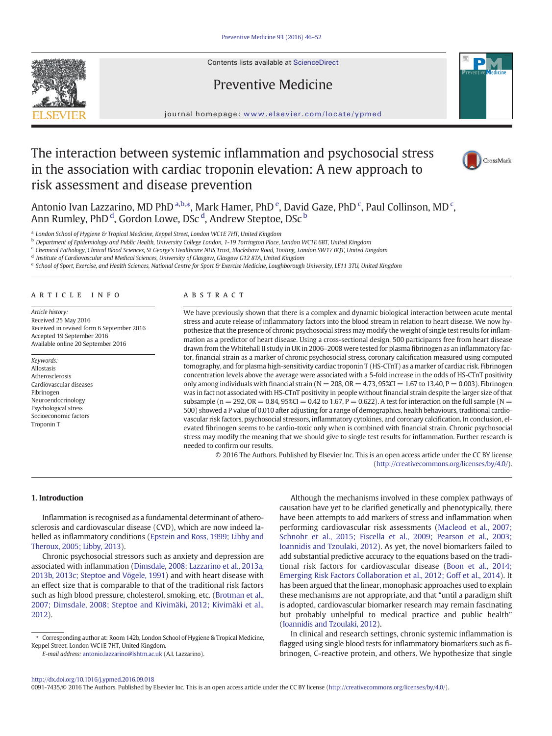Contents lists available at ScienceDirect

Preventive Medicine

journal homepage: www.elsevier.com/locate/ypmed

# The interaction between systemic inflammation and psychosocial stress in the association with cardiac troponin elevation: A new approach to risk assessment and disease prevention

Antonio Ivan Lazzarino, MD PhD [a,b,*], Mark Hamer, PhD [e], David Gaze, PhD [c], Paul Collinson, MD [c], Ann Rumley, PhD [d], Gordon Lowe, DSc [d], Andrew Steptoe, DSc [b]

[a] London School of Hygiene & Tropical Medicine, Keppel Street, London WC1E 7HT, United Kingdom

[b] Department of Epidemiology and Public Health, University College London, 1-19 Torrington Place, London WC1E 6BT, United Kingdom

[c] Chemical Pathology, Clinical Blood Sciences, St George's Healthcare NHS Trust, Blackshaw Road, Tooting, London SW17 0QT, United Kingdom

[d] Institute of Cardiovascular and Medical Sciences, University of Glasgow, Glasgow G12 8TA, United Kingdom

[e] School of Sport, Exercise, and Health Sciences, National Centre for Sport & Exercise Medicine, Loughborough University, LE11 3TU, United Kingdom

## ARTICLE INFO

*Article history:*
Received 25 May 2016
Received in revised form 6 September 2016
Accepted 19 September 2016
Available online 20 September 2016

*Keywords:*
Allostasis
Atherosclerosis
Cardiovascular diseases
Fibrinogen
Neuroendocrinology
Psychological stress
Socioeconomic factors
Troponin T

## ABSTRACT

We have previously shown that there is a complex and dynamic biological interaction between acute mental stress and acute release of inflammatory factors into the blood stream in relation to heart disease. We now hypothesize that the presence of chronic psychosocial stress may modify the weight of single test results for inflammation as a predictor of heart disease. Using a cross-sectional design, 500 participants free from heart disease drawn from the Whitehall II study in UK in 2006–2008 were tested for plasma fibrinogen as an inflammatory factor, financial strain as a marker of chronic psychosocial stress, coronary calcification measured using computed tomography, and for plasma high-sensitivity cardiac troponin T (HS-CTnT) as a marker of cardiac risk. Fibrinogen concentration levels above the average were associated with a 5-fold increase in the odds of HS-CTnT positivity only among individuals with financial strain (N = 208, OR = 4.73, 95%CI = 1.67 to 13.40, P = 0.003). Fibrinogen was in fact not associated with HS-CTnT positivity in people without financial strain despite the larger size of that subsample (n = 292, OR = 0.84, 95%CI = 0.42 to 1.67, P = 0.622). A test for interaction on the full sample (N = 500) showed a P value of 0.010 after adjusting for a range of demographics, health behaviours, traditional cardiovascular risk factors, psychosocial stressors, inflammatory cytokines, and coronary calcification. In conclusion, elevated fibrinogen seems to be cardio-toxic only when is combined with financial strain. Chronic psychosocial stress may modify the meaning that we should give to single test results for inflammation. Further research is needed to confirm our results.

© 2016 The Authors. Published by Elsevier Inc. This is an open access article under the CC BY license (http://creativecommons.org/licenses/by/4.0/).

## 1. Introduction

Inflammation is recognised as a fundamental determinant of atherosclerosis and cardiovascular disease (CVD), which are now indeed labelled as inflammatory conditions (Epstein and Ross, 1999; Libby and Theroux, 2005; Libby, 2013).

Chronic psychosocial stressors such as anxiety and depression are associated with inflammation (Dimsdale, 2008; Lazzarino et al., 2013a, 2013b, 2013c; Steptoe and Vögele, 1991) and with heart disease with an effect size that is comparable to that of the traditional risk factors such as high blood pressure, cholesterol, smoking, etc. (Brotman et al., 2007; Dimsdale, 2008; Steptoe and Kivimäki, 2012; Kivimäki et al., 2012).

Although the mechanisms involved in these complex pathways of causation have yet to be clarified genetically and phenotypically, there have been attempts to add markers of stress and inflammation when performing cardiovascular risk assessments (Macleod et al., 2007; Schnohr et al., 2015; Fiscella et al., 2009; Pearson et al., 2003; Ioannidis and Tzoulaki, 2012). As yet, the novel biomarkers failed to add substantial predictive accuracy to the equations based on the traditional risk factors for cardiovascular disease (Boon et al., 2014; Emerging Risk Factors Collaboration et al., 2012; Goff et al., 2014). It has been argued that the linear, monophasic approaches used to explain these mechanisms are not appropriate, and that "until a paradigm shift is adopted, cardiovascular biomarker research may remain fascinating but probably unhelpful to medical practice and public health" (Ioannidis and Tzoulaki, 2012).

In clinical and research settings, chronic systemic inflammation is flagged using single blood tests for inflammatory biomarkers such as fibrinogen, C-reactive protein, and others. We hypothesize that single

* Corresponding author at: Room 142b, London School of Hygiene & Tropical Medicine, Keppel Street, London WC1E 7HT, United Kingdom.
*E-mail address:* antonio.lazzarino@lshtm.ac.uk (A.I. Lazzarino).

http://dx.doi.org/10.1016/j.ypmed.2016.09.018
0091-7435/© 2016 The Authors. Published by Elsevier Inc. This is an open access article under the CC BY license (http://creativecommons.org/licenses/by/4.0/).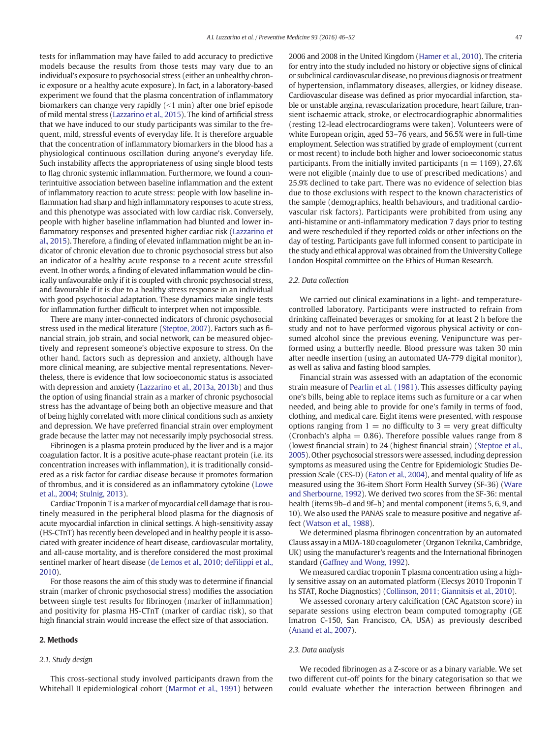tests for inflammation may have failed to add accuracy to predictive models because the results from those tests may vary due to an individual's exposure to psychosocial stress (either an unhealthy chronic exposure or a healthy acute exposure). In fact, in a laboratory-based experiment we found that the plasma concentration of inflammatory biomarkers can change very rapidly (<1 min) after one brief episode of mild mental stress (Lazzarino et al., 2015). The kind of artificial stress that we have induced to our study participants was similar to the frequent, mild, stressful events of everyday life. It is therefore arguable that the concentration of inflammatory biomarkers in the blood has a physiological continuous oscillation during anyone's everyday life. Such instability affects the appropriateness of using single blood tests to flag chronic systemic inflammation. Furthermore, we found a counterintuitive association between baseline inflammation and the extent of inflammatory reaction to acute stress: people with low baseline inflammation had sharp and high inflammatory responses to acute stress, and this phenotype was associated with low cardiac risk. Conversely, people with higher baseline inflammation had blunted and lower inflammatory responses and presented higher cardiac risk (Lazzarino et al., 2015). Therefore, a finding of elevated inflammation might be an indicator of chronic elevation due to chronic psychosocial stress but also an indicator of a healthy acute response to a recent acute stressful event. In other words, a finding of elevated inflammation would be clinically unfavourable only if it is coupled with chronic psychosocial stress, and favourable if it is due to a healthy stress response in an individual with good psychosocial adaptation. These dynamics make single tests for inflammation further difficult to interpret when not impossible.

There are many inter-connected indicators of chronic psychosocial stress used in the medical literature (Steptoe, 2007). Factors such as financial strain, job strain, and social network, can be measured objectively and represent someone's objective exposure to stress. On the other hand, factors such as depression and anxiety, although have more clinical meaning, are subjective mental representations. Nevertheless, there is evidence that low socioeconomic status is associated with depression and anxiety (Lazzarino et al., 2013a, 2013b) and thus the option of using financial strain as a marker of chronic psychosocial stress has the advantage of being both an objective measure and that of being highly correlated with more clinical conditions such as anxiety and depression. We have preferred financial strain over employment grade because the latter may not necessarily imply psychosocial stress.

Fibrinogen is a plasma protein produced by the liver and is a major coagulation factor. It is a positive acute-phase reactant protein (i.e. its concentration increases with inflammation), it is traditionally considered as a risk factor for cardiac disease because it promotes formation of thrombus, and it is considered as an inflammatory cytokine (Lowe et al., 2004; Stulnig, 2013).

Cardiac Troponin T is a marker of myocardial cell damage that is routinely measured in the peripheral blood plasma for the diagnosis of acute myocardial infarction in clinical settings. A high-sensitivity assay (HS-CTnT) has recently been developed and in healthy people it is associated with greater incidence of heart disease, cardiovascular mortality, and all-cause mortality, and is therefore considered the most proximal sentinel marker of heart disease (de Lemos et al., 2010; deFilippi et al., 2010).

For those reasons the aim of this study was to determine if financial strain (marker of chronic psychosocial stress) modifies the association between single test results for fibrinogen (marker of inflammation) and positivity for plasma HS-CTnT (marker of cardiac risk), so that high financial strain would increase the effect size of that association.

## 2. Methods

### 2.1. Study design

This cross-sectional study involved participants drawn from the Whitehall II epidemiological cohort (Marmot et al., 1991) between 2006 and 2008 in the United Kingdom (Hamer et al., 2010). The criteria for entry into the study included no history or objective signs of clinical or subclinical cardiovascular disease, no previous diagnosis or treatment of hypertension, inflammatory diseases, allergies, or kidney disease. Cardiovascular disease was defined as prior myocardial infarction, stable or unstable angina, revascularization procedure, heart failure, transient ischaemic attack, stroke, or electrocardiographic abnormalities (resting 12-lead electrocardiograms were taken). Volunteers were of white European origin, aged 53–76 years, and 56.5% were in full-time employment. Selection was stratified by grade of employment (current or most recent) to include both higher and lower socioeconomic status participants. From the initially invited participants (n = 1169), 27.6% were not eligible (mainly due to use of prescribed medications) and 25.9% declined to take part. There was no evidence of selection bias due to those exclusions with respect to the known characteristics of the sample (demographics, health behaviours, and traditional cardiovascular risk factors). Participants were prohibited from using any anti-histamine or anti-inflammatory medication 7 days prior to testing and were rescheduled if they reported colds or other infections on the day of testing. Participants gave full informed consent to participate in the study and ethical approval was obtained from the University College London Hospital committee on the Ethics of Human Research.

### 2.2. Data collection

We carried out clinical examinations in a light- and temperature-controlled laboratory. Participants were instructed to refrain from drinking caffeinated beverages or smoking for at least 2 h before the study and not to have performed vigorous physical activity or consumed alcohol since the previous evening. Venipuncture was performed using a butterfly needle. Blood pressure was taken 30 min after needle insertion (using an automated UA-779 digital monitor), as well as saliva and fasting blood samples.

Financial strain was assessed with an adaptation of the economic strain measure of Pearlin et al. (1981). This assesses difficulty paying one's bills, being able to replace items such as furniture or a car when needed, and being able to provide for one's family in terms of food, clothing, and medical care. Eight items were presented, with response options ranging from 1 = no difficulty to 3 = very great difficulty (Cronbach's alpha = 0.86). Therefore possible values range from 8 (lowest financial strain) to 24 (highest financial strain) (Steptoe et al., 2005). Other psychosocial stressors were assessed, including depression symptoms as measured using the Centre for Epidemiologic Studies Depression Scale (CES-D) (Eaton et al., 2004), and mental quality of life as measured using the 36-item Short Form Health Survey (SF-36) (Ware and Sherbourne, 1992). We derived two scores from the SF-36: mental health (items 9b–d and 9f–h) and mental component (items 5, 6, 9, and 10). We also used the PANAS scale to measure positive and negative affect (Watson et al., 1988).

We determined plasma fibrinogen concentration by an automated Clauss assay in a MDA-180 coagulometer (Organon Teknika, Cambridge, UK) using the manufacturer's reagents and the International fibrinogen standard (Gaffney and Wong, 1992).

We measured cardiac troponin T plasma concentration using a highly sensitive assay on an automated platform (Elecsys 2010 Troponin T hs STAT, Roche Diagnostics) (Collinson, 2011; Giannitsis et al., 2010).

We assessed coronary artery calcification (CAC Agatston score) in separate sessions using electron beam computed tomography (GE Imatron C-150, San Francisco, CA, USA) as previously described (Anand et al., 2007).

### 2.3. Data analysis

We recoded fibrinogen as a Z-score or as a binary variable. We set two different cut-off points for the binary categorisation so that we could evaluate whether the interaction between fibrinogen and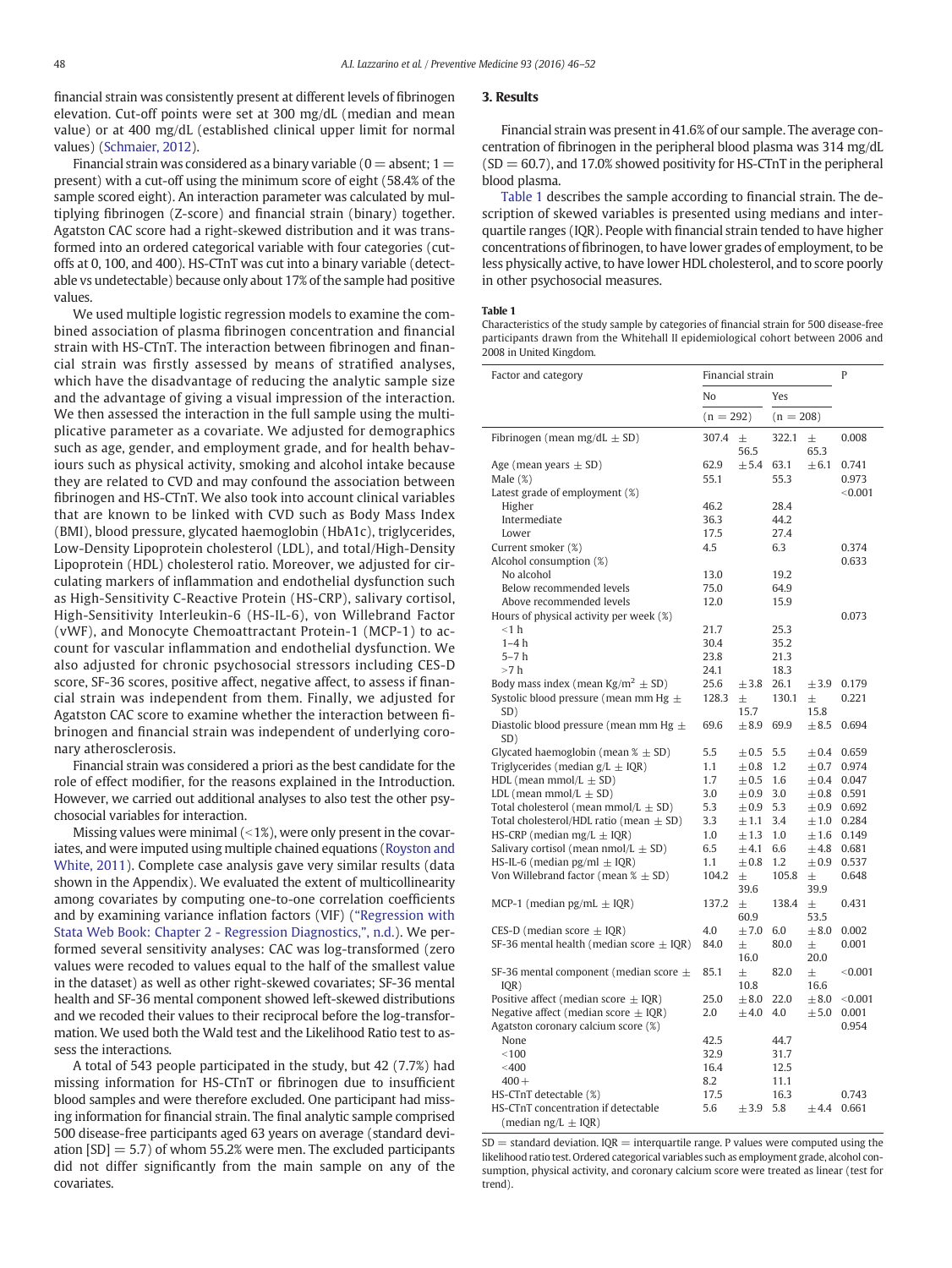financial strain was consistently present at different levels of fibrinogen elevation. Cut-off points were set at 300 mg/dL (median and mean value) or at 400 mg/dL (established clinical upper limit for normal values) (Schmaier, 2012).

Financial strain was considered as a binary variable (0 = absent; 1 = present) with a cut-off using the minimum score of eight (58.4% of the sample scored eight). An interaction parameter was calculated by multiplying fibrinogen (Z-score) and financial strain (binary) together. Agatston CAC score had a right-skewed distribution and it was transformed into an ordered categorical variable with four categories (cut-offs at 0, 100, and 400). HS-CTnT was cut into a binary variable (detectable vs undetectable) because only about 17% of the sample had positive values.

We used multiple logistic regression models to examine the combined association of plasma fibrinogen concentration and financial strain with HS-CTnT. The interaction between fibrinogen and financial strain was firstly assessed by means of stratified analyses, which have the disadvantage of reducing the analytic sample size and the advantage of giving a visual impression of the interaction. We then assessed the interaction in the full sample using the multiplicative parameter as a covariate. We adjusted for demographics such as age, gender, and employment grade, and for health behaviours such as physical activity, smoking and alcohol intake because they are related to CVD and may confound the association between fibrinogen and HS-CTnT. We also took into account clinical variables that are known to be linked with CVD such as Body Mass Index (BMI), blood pressure, glycated haemoglobin (HbA1c), triglycerides, Low-Density Lipoprotein cholesterol (LDL), and total/High-Density Lipoprotein (HDL) cholesterol ratio. Moreover, we adjusted for circulating markers of inflammation and endothelial dysfunction such as High-Sensitivity C-Reactive Protein (HS-CRP), salivary cortisol, High-Sensitivity Interleukin-6 (HS-IL-6), von Willebrand Factor (vWF), and Monocyte Chemoattractant Protein-1 (MCP-1) to account for vascular inflammation and endothelial dysfunction. We also adjusted for chronic psychosocial stressors including CES-D score, SF-36 scores, positive affect, negative affect, to assess if financial strain was independent from them. Finally, we adjusted for Agatston CAC score to examine whether the interaction between fibrinogen and financial strain was independent of underlying coronary atherosclerosis.

Financial strain was considered a priori as the best candidate for the role of effect modifier, for the reasons explained in the Introduction. However, we carried out additional analyses to also test the other psychosocial variables for interaction.

Missing values were minimal (<1%), were only present in the covariates, and were imputed using multiple chained equations (Royston and White, 2011). Complete case analysis gave very similar results (data shown in the Appendix). We evaluated the extent of multicollinearity among covariates by computing one-to-one correlation coefficients and by examining variance inflation factors (VIF) ("Regression with Stata Web Book: Chapter 2 - Regression Diagnostics,", n.d.). We performed several sensitivity analyses: CAC was log-transformed (zero values were recoded to values equal to the half of the smallest value in the dataset) as well as other right-skewed covariates; SF-36 mental health and SF-36 mental component showed left-skewed distributions and we recoded their values to their reciprocal before the log-transformation. We used both the Wald test and the Likelihood Ratio test to assess the interactions.

A total of 543 people participated in the study, but 42 (7.7%) had missing information for HS-CTnT or fibrinogen due to insufficient blood samples and were therefore excluded. One participant had missing information for financial strain. The final analytic sample comprised 500 disease-free participants aged 63 years on average (standard deviation [SD] = 5.7) of whom 55.2% were men. The excluded participants did not differ significantly from the main sample on any of the covariates.

## 3. Results

Financial strain was present in 41.6% of our sample. The average concentration of fibrinogen in the peripheral blood plasma was 314 mg/dL (SD = 60.7), and 17.0% showed positivity for HS-CTnT in the peripheral blood plasma.

Table 1 describes the sample according to financial strain. The description of skewed variables is presented using medians and interquartile ranges (IQR). People with financial strain tended to have higher concentrations of fibrinogen, to have lower grades of employment, to be less physically active, to have lower HDL cholesterol, and to score poorly in other psychosocial measures.

**Table 1**
Characteristics of the study sample by categories of financial strain for 500 disease-free participants drawn from the Whitehall II epidemiological cohort between 2006 and 2008 in United Kingdom.

| Factor and category | Financial strain | | | | P |
|---|---|---|---|---|---|
| | No | | Yes | | |
| | (n = 292) | | (n = 208) | | |
| Fibrinogen (mean mg/dL ± SD) | 307.4 | ± 56.5 | 322.1 | ± 65.3 | 0.008 |
| Age (mean years ± SD) | 62.9 | ± 5.4 | 63.1 | ± 6.1 | 0.741 |
| Male (%) | 55.1 | | 55.3 | | 0.973 |
| Latest grade of employment (%) | | | | | <0.001 |
| Higher | 46.2 | | 28.4 | | |
| Intermediate | 36.3 | | 44.2 | | |
| Lower | 17.5 | | 27.4 | | |
| Current smoker (%) | 4.5 | | 6.3 | | 0.374 |
| Alcohol consumption (%) | | | | | 0.633 |
| No alcohol | 13.0 | | 19.2 | | |
| Below recommended levels | 75.0 | | 64.9 | | |
| Above recommended levels | 12.0 | | 15.9 | | |
| Hours of physical activity per week (%) | | | | | 0.073 |
| <1 h | 21.7 | | 25.3 | | |
| 1–4 h | 30.4 | | 35.2 | | |
| 5–7 h | 23.8 | | 21.3 | | |
| >7 h | 24.1 | | 18.3 | | |
| Body mass index (mean Kg/m$^2$ ± SD) | 25.6 | ± 3.8 | 26.1 | ± 3.9 | 0.179 |
| Systolic blood pressure (mean mm Hg ± SD) | 128.3 | ± 15.7 | 130.1 | ± 15.8 | 0.221 |
| Diastolic blood pressure (mean mm Hg ± SD) | 69.6 | ± 8.9 | 69.9 | ± 8.5 | 0.694 |
| Glycated haemoglobin (mean % ± SD) | 5.5 | ± 0.5 | 5.5 | ± 0.4 | 0.659 |
| Triglycerides (median g/L ± IQR) | 1.1 | ± 0.8 | 1.2 | ± 0.7 | 0.974 |
| HDL (mean mmol/L ± SD) | 1.7 | ± 0.5 | 1.6 | ± 0.4 | 0.047 |
| LDL (mean mmol/L ± SD) | 3.0 | ± 0.9 | 3.0 | ± 0.8 | 0.591 |
| Total cholesterol (mean mmol/L ± SD) | 5.3 | ± 0.9 | 5.3 | ± 0.9 | 0.692 |
| Total cholesterol/HDL ratio (mean ± SD) | 3.3 | ± 1.1 | 3.4 | ± 1.0 | 0.284 |
| HS-CRP (median mg/L ± IQR) | 1.0 | ± 1.3 | 1.0 | ± 1.6 | 0.149 |
| Salivary cortisol (mean nmol/L ± SD) | 6.5 | ± 4.1 | 6.6 | ± 4.8 | 0.681 |
| HS-IL-6 (median pg/mL ± IQR) | 1.1 | ± 0.8 | 1.2 | ± 0.9 | 0.537 |
| Von Willebrand factor (mean % ± SD) | 104.2 | ± 39.6 | 105.8 | ± 39.9 | 0.648 |
| MCP-1 (median pg/mL ± IQR) | 137.2 | ± 60.9 | 138.4 | ± 53.5 | 0.431 |
| CES-D (median score ± IQR) | 4.0 | ± 7.0 | 6.0 | ± 8.0 | 0.002 |
| SF-36 mental health (median score ± IQR) | 84.0 | ± 16.0 | 80.0 | ± 20.0 | 0.001 |
| SF-36 mental component (median score ± IQR) | 85.1 | ± 10.8 | 82.0 | ± 16.6 | <0.001 |
| Positive affect (median score ± IQR) | 25.0 | ± 8.0 | 22.0 | ± 8.0 | <0.001 |
| Negative affect (median score ± IQR) | 2.0 | ± 4.0 | 4.0 | ± 5.0 | 0.001 |
| Agatston coronary calcium score (%) | | | | | 0.954 |
| None | 42.5 | | 44.7 | | |
| <100 | 32.9 | | 31.7 | | |
| <400 | 16.4 | | 12.5 | | |
| 400+ | 8.2 | | 11.1 | | |
| HS-CTnT detectable (%) | 17.5 | | 16.3 | | 0.743 |
| HS-CTnT concentration if detectable (median ng/L ± IQR) | 5.6 | ± 3.9 | 5.8 | ± 4.4 | 0.661 |

SD = standard deviation. IQR = interquartile range. P values were computed using the likelihood ratio test. Ordered categorical variables such as employment grade, alcohol consumption, physical activity, and coronary calcium score were treated as linear (test for trend).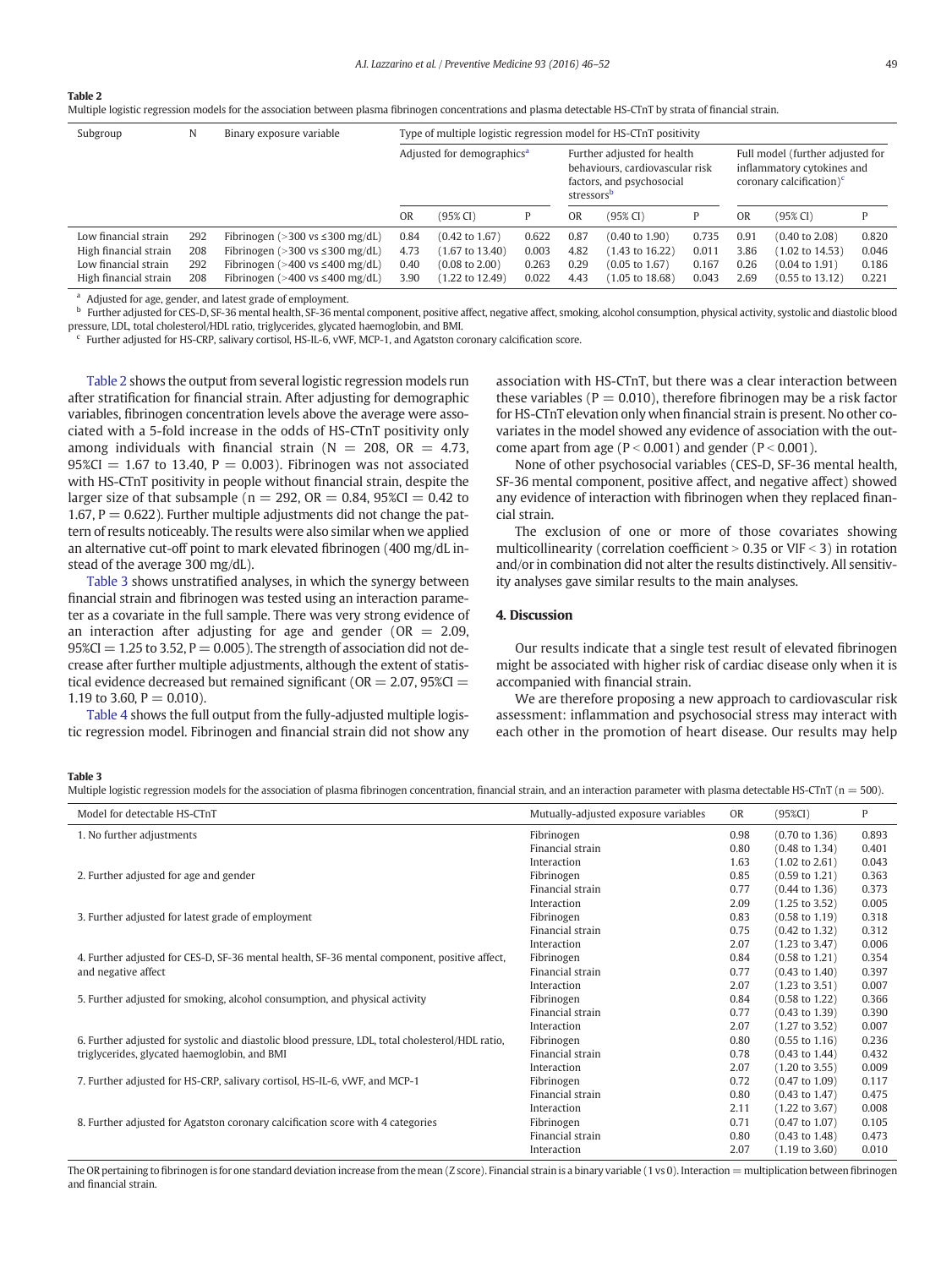**Table 2**
Multiple logistic regression models for the association between plasma fibrinogen concentrations and plasma detectable HS-CTnT by strata of financial strain.

| Subgroup | N | Binary exposure variable | Type of multiple logistic regression model for HS-CTnT positivity | | | | | | | | |
|---|---|---|---|---|---|---|---|---|---|---|---|
| | | | Adjusted for demographics[a] | | | Further adjusted for health behaviours, cardiovascular risk factors, and psychosocial stressors[b] | | | Full model (further adjusted for inflammatory cytokines and coronary calcification)[c] | | |
| | | | OR | (95% CI) | P | OR | (95% CI) | P | OR | (95% CI) | P |
| Low financial strain | 292 | Fibrinogen (>300 vs ≤300 mg/dL) | 0.84 | (0.42 to 1.67) | 0.622 | 0.87 | (0.40 to 1.90) | 0.735 | 0.91 | (0.40 to 2.08) | 0.820 |
| High financial strain | 208 | Fibrinogen (>300 vs ≤300 mg/dL) | 4.73 | (1.67 to 13.40) | 0.003 | 4.82 | (1.43 to 16.22) | 0.011 | 3.86 | (1.02 to 14.53) | 0.046 |
| Low financial strain | 292 | Fibrinogen (>400 vs ≤400 mg/dL) | 0.40 | (0.08 to 2.00) | 0.263 | 0.29 | (0.05 to 1.67) | 0.167 | 0.26 | (0.04 to 1.91) | 0.186 |
| High financial strain | 208 | Fibrinogen (>400 vs ≤400 mg/dL) | 3.90 | (1.22 to 12.49) | 0.022 | 4.43 | (1.05 to 18.68) | 0.043 | 2.69 | (0.55 to 13.12) | 0.221 |

[a] Adjusted for age, gender, and latest grade of employment.
[b] Further adjusted for CES-D, SF-36 mental health, SF-36 mental component, positive affect, negative affect, smoking, alcohol consumption, physical activity, systolic and diastolic blood pressure, LDL, total cholesterol/HDL ratio, triglycerides, glycated haemoglobin, and BMI.
[c] Further adjusted for HS-CRP, salivary cortisol, HS-IL-6, vWF, MCP-1, and Agatston coronary calcification score.

Table 2 shows the output from several logistic regression models run after stratification for financial strain. After adjusting for demographic variables, fibrinogen concentration levels above the average were associated with a 5-fold increase in the odds of HS-CTnT positivity only among individuals with financial strain (N = 208, OR = 4.73, 95%CI = 1.67 to 13.40, P = 0.003). Fibrinogen was not associated with HS-CTnT positivity in people without financial strain, despite the larger size of that subsample (n = 292, OR = 0.84, 95%CI = 0.42 to 1.67, P = 0.622). Further multiple adjustments did not change the pattern of results noticeably. The results were also similar when we applied an alternative cut-off point to mark elevated fibrinogen (400 mg/dL instead of the average 300 mg/dL).

Table 3 shows unstratified analyses, in which the synergy between financial strain and fibrinogen was tested using an interaction parameter as a covariate in the full sample. There was very strong evidence of an interaction after adjusting for age and gender (OR = 2.09, 95%CI = 1.25 to 3.52, P = 0.005). The strength of association did not decrease after further multiple adjustments, although the extent of statistical evidence decreased but remained significant (OR = 2.07, 95%CI = 1.19 to 3.60, P = 0.010).

Table 4 shows the full output from the fully-adjusted multiple logistic regression model. Fibrinogen and financial strain did not show any association with HS-CTnT, but there was a clear interaction between these variables (P = 0.010), therefore fibrinogen may be a risk factor for HS-CTnT elevation only when financial strain is present. No other covariates in the model showed any evidence of association with the outcome apart from age (P < 0.001) and gender (P < 0.001).

None of other psychosocial variables (CES-D, SF-36 mental health, SF-36 mental component, positive affect, and negative affect) showed any evidence of interaction with fibrinogen when they replaced financial strain.

The exclusion of one or more of those covariates showing multicollinearity (correlation coefficient > 0.35 or VIF < 3) in rotation and/or in combination did not alter the results distinctively. All sensitivity analyses gave similar results to the main analyses.

## 4. Discussion

Our results indicate that a single test result of elevated fibrinogen might be associated with higher risk of cardiac disease only when it is accompanied with financial strain.

We are therefore proposing a new approach to cardiovascular risk assessment: inflammation and psychosocial stress may interact with each other in the promotion of heart disease. Our results may help

**Table 3**
Multiple logistic regression models for the association of plasma fibrinogen concentration, financial strain, and an interaction parameter with plasma detectable HS-CTnT (n = 500).

| Model for detectable HS-CTnT | Mutually-adjusted exposure variables | OR | (95%CI) | P |
|---|---|---|---|---|
| 1. No further adjustments | Fibrinogen | 0.98 | (0.70 to 1.36) | 0.893 |
| | Financial strain | 0.80 | (0.48 to 1.34) | 0.401 |
| | Interaction | 1.63 | (1.02 to 2.61) | 0.043 |
| 2. Further adjusted for age and gender | Fibrinogen | 0.85 | (0.59 to 1.21) | 0.363 |
| | Financial strain | 0.77 | (0.44 to 1.36) | 0.373 |
| | Interaction | 2.09 | (1.25 to 3.52) | 0.005 |
| 3. Further adjusted for latest grade of employment | Fibrinogen | 0.83 | (0.58 to 1.19) | 0.318 |
| | Financial strain | 0.75 | (0.42 to 1.32) | 0.312 |
| | Interaction | 2.07 | (1.23 to 3.47) | 0.006 |
| 4. Further adjusted for CES-D, SF-36 mental health, SF-36 mental component, positive affect, and negative affect | Fibrinogen | 0.84 | (0.58 to 1.21) | 0.354 |
| | Financial strain | 0.77 | (0.43 to 1.40) | 0.397 |
| | Interaction | 2.07 | (1.23 to 3.51) | 0.007 |
| 5. Further adjusted for smoking, alcohol consumption, and physical activity | Fibrinogen | 0.84 | (0.58 to 1.22) | 0.366 |
| | Financial strain | 0.77 | (0.43 to 1.39) | 0.390 |
| | Interaction | 2.07 | (1.27 to 3.52) | 0.007 |
| 6. Further adjusted for systolic and diastolic blood pressure, LDL, total cholesterol/HDL ratio, triglycerides, glycated haemoglobin, and BMI | Fibrinogen | 0.80 | (0.55 to 1.16) | 0.236 |
| | Financial strain | 0.78 | (0.43 to 1.44) | 0.432 |
| | Interaction | 2.07 | (1.20 to 3.55) | 0.009 |
| 7. Further adjusted for HS-CRP, salivary cortisol, HS-IL-6, vWF, and MCP-1 | Fibrinogen | 0.72 | (0.47 to 1.09) | 0.117 |
| | Financial strain | 0.80 | (0.43 to 1.47) | 0.475 |
| | Interaction | 2.11 | (1.22 to 3.67) | 0.008 |
| 8. Further adjusted for Agatston coronary calcification score with 4 categories | Fibrinogen | 0.71 | (0.47 to 1.07) | 0.105 |
| | Financial strain | 0.80 | (0.43 to 1.48) | 0.473 |
| | Interaction | 2.07 | (1.19 to 3.60) | 0.010 |

The OR pertaining to fibrinogen is for one standard deviation increase from the mean (Z score). Financial strain is a binary variable (1 vs 0). Interaction = multiplication between fibrinogen and financial strain.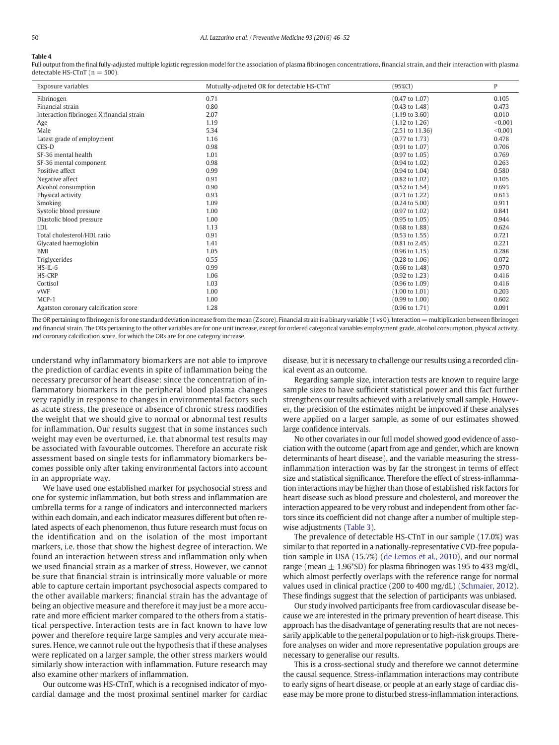**Table 4**

Full output from the final fully-adjusted multiple logistic regression model for the association of plasma fibrinogen concentrations, financial strain, and their interaction with plasma detectable HS-CTnT (n = 500).

| Exposure variables | Mutually-adjusted OR for detectable HS-CTnT | (95%CI) | P |
|---|---|---|---|
| Fibrinogen | 0.71 | (0.47 to 1.07) | 0.105 |
| Financial strain | 0.80 | (0.43 to 1.48) | 0.473 |
| Interaction fibrinogen X financial strain | 2.07 | (1.19 to 3.60) | 0.010 |
| Age | 1.19 | (1.12 to 1.26) | <0.001 |
| Male | 5.34 | (2.51 to 11.36) | <0.001 |
| Latest grade of employment | 1.16 | (0.77 to 1.73) | 0.478 |
| CES-D | 0.98 | (0.91 to 1.07) | 0.706 |
| SF-36 mental health | 1.01 | (0.97 to 1.05) | 0.769 |
| SF-36 mental component | 0.98 | (0.94 to 1.02) | 0.263 |
| Positive affect | 0.99 | (0.94 to 1.04) | 0.580 |
| Negative affect | 0.91 | (0.82 to 1.02) | 0.105 |
| Alcohol consumption | 0.90 | (0.52 to 1.54) | 0.693 |
| Physical activity | 0.93 | (0.71 to 1.22) | 0.613 |
| Smoking | 1.09 | (0.24 to 5.00) | 0.911 |
| Systolic blood pressure | 1.00 | (0.97 to 1.02) | 0.841 |
| Diastolic blood pressure | 1.00 | (0.95 to 1.05) | 0.944 |
| LDL | 1.13 | (0.68 to 1.88) | 0.624 |
| Total cholesterol/HDL ratio | 0.91 | (0.53 to 1.55) | 0.721 |
| Glycated haemoglobin | 1.41 | (0.81 to 2.45) | 0.221 |
| BMI | 1.05 | (0.96 to 1.15) | 0.288 |
| Triglycerides | 0.55 | (0.28 to 1.06) | 0.072 |
| HS-IL-6 | 0.99 | (0.66 to 1.48) | 0.970 |
| HS-CRP | 1.06 | (0.92 to 1.23) | 0.416 |
| Cortisol | 1.03 | (0.96 to 1.09) | 0.416 |
| vWF | 1.00 | (1.00 to 1.01) | 0.203 |
| MCP-1 | 1.00 | (0.99 to 1.00) | 0.602 |
| Agatston coronary calcification score | 1.28 | (0.96 to 1.71) | 0.091 |

The OR pertaining to fibrinogen is for one standard deviation increase from the mean (Z score). Financial strain is a binary variable (1 vs 0). Interaction = multiplication between fibrinogen and financial strain. The ORs pertaining to the other variables are for one unit increase, except for ordered categorical variables employment grade, alcohol consumption, physical activity, and coronary calcification score, for which the ORs are for one category increase.

understand why inflammatory biomarkers are not able to improve the prediction of cardiac events in spite of inflammation being the necessary precursor of heart disease: since the concentration of inflammatory biomarkers in the peripheral blood plasma changes very rapidly in response to changes in environmental factors such as acute stress, the presence or absence of chronic stress modifies the weight that we should give to normal or abnormal test results for inflammation. Our results suggest that in some instances such weight may even be overturned, i.e. that abnormal test results may be associated with favourable outcomes. Therefore an accurate risk assessment based on single tests for inflammatory biomarkers becomes possible only after taking environmental factors into account in an appropriate way.

We have used one established marker for psychosocial stress and one for systemic inflammation, but both stress and inflammation are umbrella terms for a range of indicators and interconnected markers within each domain, and each indicator measures different but often related aspects of each phenomenon, thus future research must focus on the identification and on the isolation of the most important markers, i.e. those that show the highest degree of interaction. We found an interaction between stress and inflammation only when we used financial strain as a marker of stress. However, we cannot be sure that financial strain is intrinsically more valuable or more able to capture certain important psychosocial aspects compared to the other available markers; financial strain has the advantage of being an objective measure and therefore it may just be a more accurate and more efficient marker compared to the others from a statistical perspective. Interaction tests are in fact known to have low power and therefore require large samples and very accurate measures. Hence, we cannot rule out the hypothesis that if these analyses were replicated on a larger sample, the other stress markers would similarly show interaction with inflammation. Future research may also examine other markers of inflammation.

Our outcome was HS-CTnT, which is a recognised indicator of myocardial damage and the most proximal sentinel marker for cardiac disease, but it is necessary to challenge our results using a recorded clinical event as an outcome.

Regarding sample size, interaction tests are known to require large sample sizes to have sufficient statistical power and this fact further strengthens our results achieved with a relatively small sample. However, the precision of the estimates might be improved if these analyses were applied on a larger sample, as some of our estimates showed large confidence intervals.

No other covariates in our full model showed good evidence of association with the outcome (apart from age and gender, which are known determinants of heart disease), and the variable measuring the stress-inflammation interaction was by far the strongest in terms of effect size and statistical significance. Therefore the effect of stress-inflammation interactions may be higher than those of established risk factors for heart disease such as blood pressure and cholesterol, and moreover the interaction appeared to be very robust and independent from other factors since its coefficient did not change after a number of multiple stepwise adjustments (Table 3).

The prevalence of detectable HS-CTnT in our sample (17.0%) was similar to that reported in a nationally-representative CVD-free population sample in USA (15.7%) (de Lemos et al., 2010), and our normal range (mean ± 1.96*SD) for plasma fibrinogen was 195 to 433 mg/dL, which almost perfectly overlaps with the reference range for normal values used in clinical practice (200 to 400 mg/dL) (Schmaier, 2012). These findings suggest that the selection of participants was unbiased.

Our study involved participants free from cardiovascular disease because we are interested in the primary prevention of heart disease. This approach has the disadvantage of generating results that are not necessarily applicable to the general population or to high-risk groups. Therefore analyses on wider and more representative population groups are necessary to generalise our results.

This is a cross-sectional study and therefore we cannot determine the causal sequence. Stress-inflammation interactions may contribute to early signs of heart disease, or people at an early stage of cardiac disease may be more prone to disturbed stress-inflammation interactions.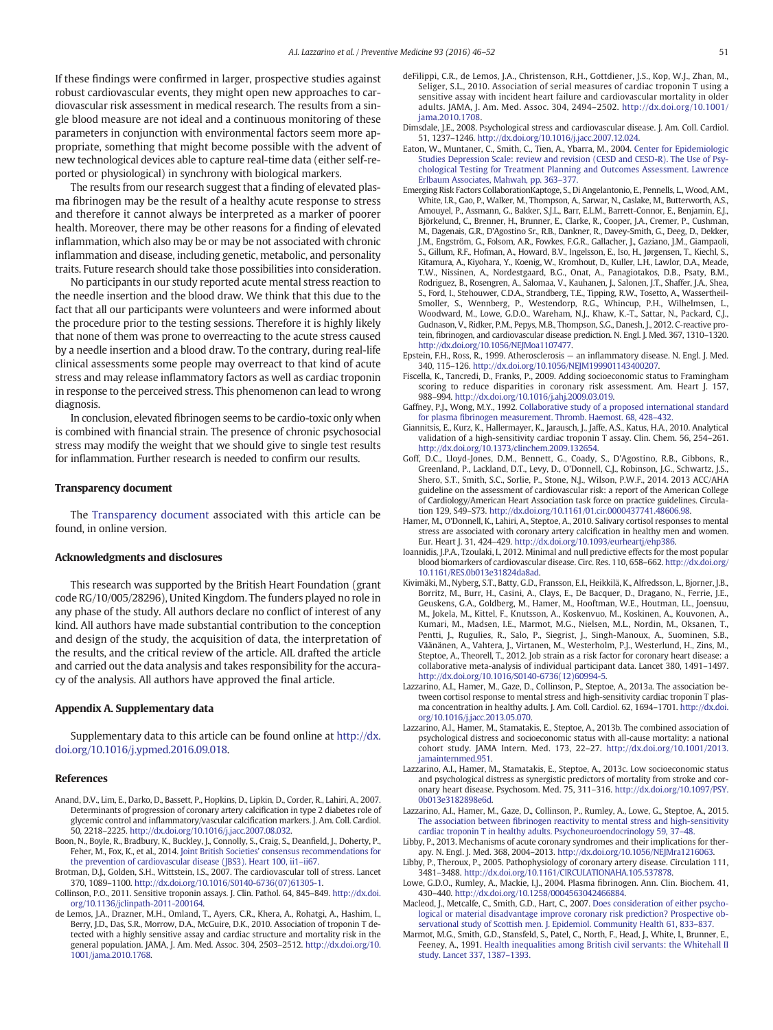If these findings were confirmed in larger, prospective studies against robust cardiovascular events, they might open new approaches to cardiovascular risk assessment in medical research. The results from a single blood measure are not ideal and a continuous monitoring of these parameters in conjunction with environmental factors seem more appropriate, something that might become possible with the advent of new technological devices able to capture real-time data (either self-reported or physiological) in synchrony with biological markers.

The results from our research suggest that a finding of elevated plasma fibrinogen may be the result of a healthy acute response to stress and therefore it cannot always be interpreted as a marker of poorer health. Moreover, there may be other reasons for a finding of elevated inflammation, which also may be or may be not associated with chronic inflammation and disease, including genetic, metabolic, and personality traits. Future research should take those possibilities into consideration.

No participants in our study reported acute mental stress reaction to the needle insertion and the blood draw. We think that this due to the fact that all our participants were volunteers and were informed about the procedure prior to the testing sessions. Therefore it is highly likely that none of them was prone to overreacting to the acute stress caused by a needle insertion and a blood draw. To the contrary, during real-life clinical assessments some people may overreact to that kind of acute stress and may release inflammatory factors as well as cardiac troponin in response to the perceived stress. This phenomenon can lead to wrong diagnosis.

In conclusion, elevated fibrinogen seems to be cardio-toxic only when is combined with financial strain. The presence of chronic psychosocial stress may modify the weight that we should give to single test results for inflammation. Further research is needed to confirm our results.

## Transparency document

The Transparency document associated with this article can be found, in online version.

## Acknowledgments and disclosures

This research was supported by the British Heart Foundation (grant code RG/10/005/28296), United Kingdom. The funders played no role in any phase of the study. All authors declare no conflict of interest of any kind. All authors have made substantial contribution to the conception and design of the study, the acquisition of data, the interpretation of the results, and the critical review of the article. AIL drafted the article and carried out the data analysis and takes responsibility for the accuracy of the analysis. All authors have approved the final article.

## Appendix A. Supplementary data

Supplementary data to this article can be found online at http://dx.doi.org/10.1016/j.ypmed.2016.09.018.

## References

Anand, D.V., Lim, E., Darko, D., Bassett, P., Hopkins, D., Lipkin, D., Corder, R., Lahiri, A., 2007. Determinants of progression of coronary artery calcification in type 2 diabetes role of glycemic control and inflammatory/vascular calcification markers. J. Am. Coll. Cardiol. 50, 2218–2225. http://dx.doi.org/10.1016/j.jacc.2007.08.032.

Boon, N., Boyle, R., Bradbury, K., Buckley, J., Connolly, S., Craig, S., Deanfield, J., Doherty, P., Feher, M., Fox, K., et al., 2014. Joint British Societies' consensus recommendations for the prevention of cardiovascular disease (JBS3). Heart 100, ii1–ii67.

Brotman, D.J., Golden, S.H., Wittstein, I.S., 2007. The cardiovascular toll of stress. Lancet 370, 1089–1100. http://dx.doi.org/10.1016/S0140-6736(07)61305-1.

Collinson, P.O., 2011. Sensitive troponin assays. J. Clin. Pathol. 64, 845–849. http://dx.doi.org/10.1136/jclinpath-2011-200164.

de Lemos, J.A., Drazner, M.H., Omland, T., Ayers, C.R., Khera, A., Rohatgi, A., Hashim, I., Berry, J.D., Das, S.R., Morrow, D.A., McGuire, D.K., 2010. Association of troponin T detected with a highly sensitive assay and cardiac structure and mortality risk in the general population. JAMA, J. Am. Med. Assoc. 304, 2503–2512. http://dx.doi.org/10.1001/jama.2010.1768.

deFilippi, C.R., de Lemos, J.A., Christenson, R.H., Gottdiener, J.S., Kop, W.J., Zhan, M., Seliger, S.L., 2010. Association of serial measures of cardiac troponin T using a sensitive assay with incident heart failure and cardiovascular mortality in older adults. JAMA, J. Am. Med. Assoc. 304, 2494–2502. http://dx.doi.org/10.1001/jama.2010.1708.

Dimsdale, J.E., 2008. Psychological stress and cardiovascular disease. J. Am. Coll. Cardiol. 51, 1237–1246. http://dx.doi.org/10.1016/j.jacc.2007.12.024.

Eaton, W., Muntaner, C., Smith, C., Tien, A., Ybarra, M., 2004. Center for Epidemiologic Studies Depression Scale: review and revision (CESD and CESD-R). The Use of Psychological Testing for Treatment Planning and Outcomes Assessment. Lawrence Erlbaum Associates, Mahwah, pp. 363–377.

Emerging Risk Factors CollaborationKaptoge, S., Di Angelantonio, E., Pennells, L., Wood, A.M., White, I.R., Gao, P., Walker, M., Thompson, A., Sarwar, N., Caslake, M., Butterworth, A.S., Amouyel, P., Assmann, G., Bakker, S.J.L., Barr, E.L.M., Barrett-Connor, E., Benjamin, E.J., Björkelund, C., Brenner, H., Brunner, E., Clarke, R., Cooper, J.A., Cremer, P., Cushman, M., Dagenais, G.R., D'Agostino Sr., R.B., Dankner, R., Davey-Smith, G., Deeg, D., Dekker, J.M., Engström, G., Folsom, A.R., Fowkes, F.G.R., Gallacher, J., Gaziano, J.M., Giampaoli, S., Gillum, R.F., Hofman, A., Howard, B.V., Ingelsson, E., Iso, H., Jørgensen, T., Kiechl, S., Kitamura, A., Kiyohara, Y., Koenig, W., Kromhout, D., Kuller, L.H., Lawlor, D.A., Meade, T.W., Nissinen, A., Nordestgaard, B.G., Onat, A., Panagiotakos, D.B., Psaty, B.M., Rodriguez, B., Rosengren, A., Salomaa, V., Kauhanen, J., Salonen, J.T., Shaffer, J.A., Shea, S., Ford, I., Stehouwer, C.D.A., Strandberg, T.E., Tipping, R.W., Tosetto, A., Wassertheil-Smoller, S., Wennberg, P., Westendorp, R.G., Whincup, P.H., Wilhelmsen, L., Woodward, M., Lowe, G.D.O., Wareham, N.J., Khaw, K.-T., Sattar, N., Packard, C.J., Gudnason, V., Ridker, P.M., Pepys, M.B., Thompson, S.G., Danesh, J., 2012. C-reactive protein, fibrinogen, and cardiovascular disease prediction. N. Engl. J. Med. 367, 1310–1320. http://dx.doi.org/10.1056/NEJMoa1107477.

Epstein, F.H., Ross, R., 1999. Atherosclerosis — an inflammatory disease. N. Engl. J. Med. 340, 115–126. http://dx.doi.org/10.1056/NEJM199901143400207.

Fiscella, K., Tancredi, D., Franks, P., 2009. Adding socioeconomic status to Framingham scoring to reduce disparities in coronary risk assessment. Am. Heart J. 157, 988–994. http://dx.doi.org/10.1016/j.ahj.2009.03.019.

Gaffney, P.J., Wong, M.Y., 1992. Collaborative study of a proposed international standard for plasma fibrinogen measurement. Thromb. Haemost. 68, 428–432.

Giannitsis, E., Kurz, K., Hallermayer, K., Jarausch, J., Jaffe, A.S., Katus, H.A., 2010. Analytical validation of a high-sensitivity cardiac troponin T assay. Clin. Chem. 56, 254–261. http://dx.doi.org/10.1373/clinchem.2009.132654.

Goff, D.C., Lloyd-Jones, D.M., Bennett, G., Coady, S., D'Agostino, R.B., Gibbons, R., Greenland, P., Lackland, D.T., Levy, D., O'Donnell, C.J., Robinson, J.G., Schwartz, J.S., Shero, S.T., Smith, S.C., Sorlie, P., Stone, N.J., Wilson, P.W.F., 2014. 2013 ACC/AHA guideline on the assessment of cardiovascular risk: a report of the American College of Cardiology/American Heart Association task force on practice guidelines. Circulation 129, S49–S73. http://dx.doi.org/10.1161/01.cir.0000437741.48606.98.

Hamer, M., O'Donnell, K., Lahiri, A., Steptoe, A., 2010. Salivary cortisol responses to mental stress are associated with coronary artery calcification in healthy men and women. Eur. Heart J. 31, 424–429. http://dx.doi.org/10.1093/eurheartj/ehp386.

Ioannidis, J.P.A., Tzoulaki, I., 2012. Minimal and null predictive effects for the most popular blood biomarkers of cardiovascular disease. Circ. Res. 110, 658–662. http://dx.doi.org/10.1161/RES.0b013e31824da8ad.

Kivimäki, M., Nyberg, S.T., Batty, G.D., Fransson, E.I., Heikkilä, K., Alfredsson, L., Bjorner, J.B., Borritz, M., Burr, H., Casini, A., Clays, E., De Bacquer, D., Dragano, N., Ferrie, J.E., Geuskens, G.A., Goldberg, M., Hamer, M., Hooftman, W.E., Houtman, I.L., Joensuu, M., Jokela, M., Kittel, F., Knutsson, A., Koskenvuo, M., Koskinen, A., Kouvonen, A., Kumari, M., Madsen, I.E., Marmot, M.G., Nielsen, M.L., Nordin, M., Oksanen, T., Pentti, J., Rugulies, R., Salo, P., Siegrist, J., Singh-Manoux, A., Suominen, S.B., Väänänen, A., Vahtera, J., Virtanen, M., Westerholm, P.J., Westerlund, H., Zins, M., Steptoe, A., Theorell, T., 2012. Job strain as a risk factor for coronary heart disease: a collaborative meta-analysis of individual participant data. Lancet 380, 1491–1497. http://dx.doi.org/10.1016/S0140-6736(12)60994-5.

Lazzarino, A.I., Hamer, M., Gaze, D., Collinson, P., Steptoe, A., 2013a. The association between cortisol response to mental stress and high-sensitivity cardiac troponin T plasma concentration in healthy adults. J. Am. Coll. Cardiol. 62, 1694–1701. http://dx.doi.org/10.1016/j.jacc.2013.05.070.

Lazzarino, A.I., Hamer, M., Stamatakis, E., Steptoe, A., 2013b. The combined association of psychological distress and socioeconomic status with all-cause mortality: a national cohort study. JAMA Intern. Med. 173, 22–27. http://dx.doi.org/10.1001/2013.jamainternmed.951.

Lazzarino, A.I., Hamer, M., Stamatakis, E., Steptoe, A., 2013c. Low socioeconomic status and psychological distress as synergistic predictors of mortality from stroke and coronary heart disease. Psychosom. Med. 75, 311–316. http://dx.doi.org/10.1097/PSY.0b013e3182898e6d.

Lazzarino, A.I., Hamer, M., Gaze, D., Collinson, P., Rumley, A., Lowe, G., Steptoe, A., 2015. The association between fibrinogen reactivity to mental stress and high-sensitivity cardiac troponin T in healthy adults. Psychoneuroendocrinology 59, 37–48.

Libby, P., 2013. Mechanisms of acute coronary syndromes and their implications for therapy. N. Engl. J. Med. 368, 2004–2013. http://dx.doi.org/10.1056/NEJMra1216063.

Libby, P., Theroux, P., 2005. Pathophysiology of coronary artery disease. Circulation 111, 3481–3488. http://dx.doi.org/10.1161/CIRCULATIONAHA.105.537878.

Lowe, G.D.O., Rumley, A., Mackie, I.J., 2004. Plasma fibrinogen. Ann. Clin. Biochem. 41, 430–440. http://dx.doi.org/10.1258/0004563042466884.

Macleod, J., Metcalfe, C., Smith, G.D., Hart, C., 2007. Does consideration of either psychological or material disadvantage improve coronary risk prediction? Prospective observational study of Scottish men. J. Epidemiol. Community Health 61, 833–837.

Marmot, M.G., Smith, G.D., Stansfeld, S., Patel, C., North, F., Head, J., White, I., Brunner, E., Feeney, A., 1991. Health inequalities among British civil servants: the Whitehall II study. Lancet 337, 1387–1393.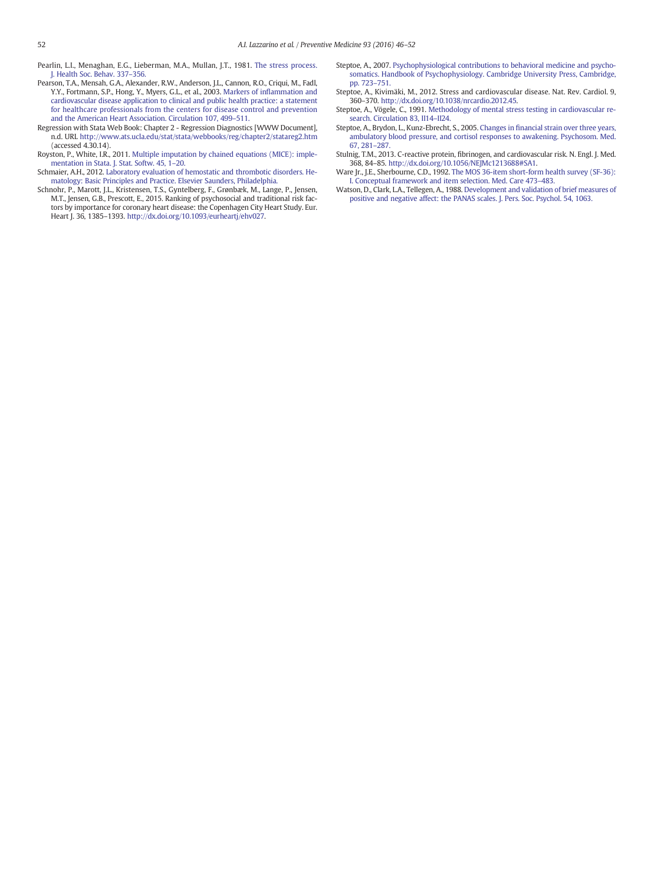Pearlin, L.I., Menaghan, E.G., Lieberman, M.A., Mullan, J.T., 1981. The stress process. J. Health Soc. Behav. 337–356.

Pearson, T.A., Mensah, G.A., Alexander, R.W., Anderson, J.L., Cannon, R.O., Criqui, M., Fadl, Y.Y., Fortmann, S.P., Hong, Y., Myers, G.L., et al., 2003. Markers of inflammation and cardiovascular disease application to clinical and public health practice: a statement for healthcare professionals from the centers for disease control and prevention and the American Heart Association. Circulation 107, 499–511.

Regression with Stata Web Book: Chapter 2 - Regression Diagnostics [WWW Document], n.d. URL http://www.ats.ucla.edu/stat/stata/webbooks/reg/chapter2/statareg2.htm (accessed 4.30.14).

Royston, P., White, I.R., 2011. Multiple imputation by chained equations (MICE): implementation in Stata. J. Stat. Softw. 45, 1–20.

Schmaier, A.H., 2012. Laboratory evaluation of hemostatic and thrombotic disorders. Hematology: Basic Principles and Practice. Elsevier Saunders, Philadelphia.

Schnohr, P., Marott, J.L., Kristensen, T.S., Gyntelberg, F., Grønbæk, M., Lange, P., Jensen, M.T., Jensen, G.B., Prescott, E., 2015. Ranking of psychosocial and traditional risk factors by importance for coronary heart disease: the Copenhagen City Heart Study. Eur. Heart J. 36, 1385–1393. http://dx.doi.org/10.1093/eurheartj/ehv027.

Steptoe, A., 2007. Psychophysiological contributions to behavioral medicine and psychosomatics. Handbook of Psychophysiology. Cambridge University Press, Cambridge, pp. 723–751.

Steptoe, A., Kivimäki, M., 2012. Stress and cardiovascular disease. Nat. Rev. Cardiol. 9, 360–370. http://dx.doi.org/10.1038/nrcardio.2012.45.

Steptoe, A., Vögele, C., 1991. Methodology of mental stress testing in cardiovascular research. Circulation 83, II14–II24.

Steptoe, A., Brydon, L., Kunz-Ebrecht, S., 2005. Changes in financial strain over three years, ambulatory blood pressure, and cortisol responses to awakening. Psychosom. Med. 67, 281–287.

Stulnig, T.M., 2013. C-reactive protein, fibrinogen, and cardiovascular risk. N. Engl. J. Med. 368, 84–85. http://dx.doi.org/10.1056/NEJMc1213688#SA1.

Ware Jr., J.E., Sherbourne, C.D., 1992. The MOS 36-item short-form health survey (SF-36): I. Conceptual framework and item selection. Med. Care 473–483.

Watson, D., Clark, L.A., Tellegen, A., 1988. Development and validation of brief measures of positive and negative affect: the PANAS scales. J. Pers. Soc. Psychol. 54, 1063.